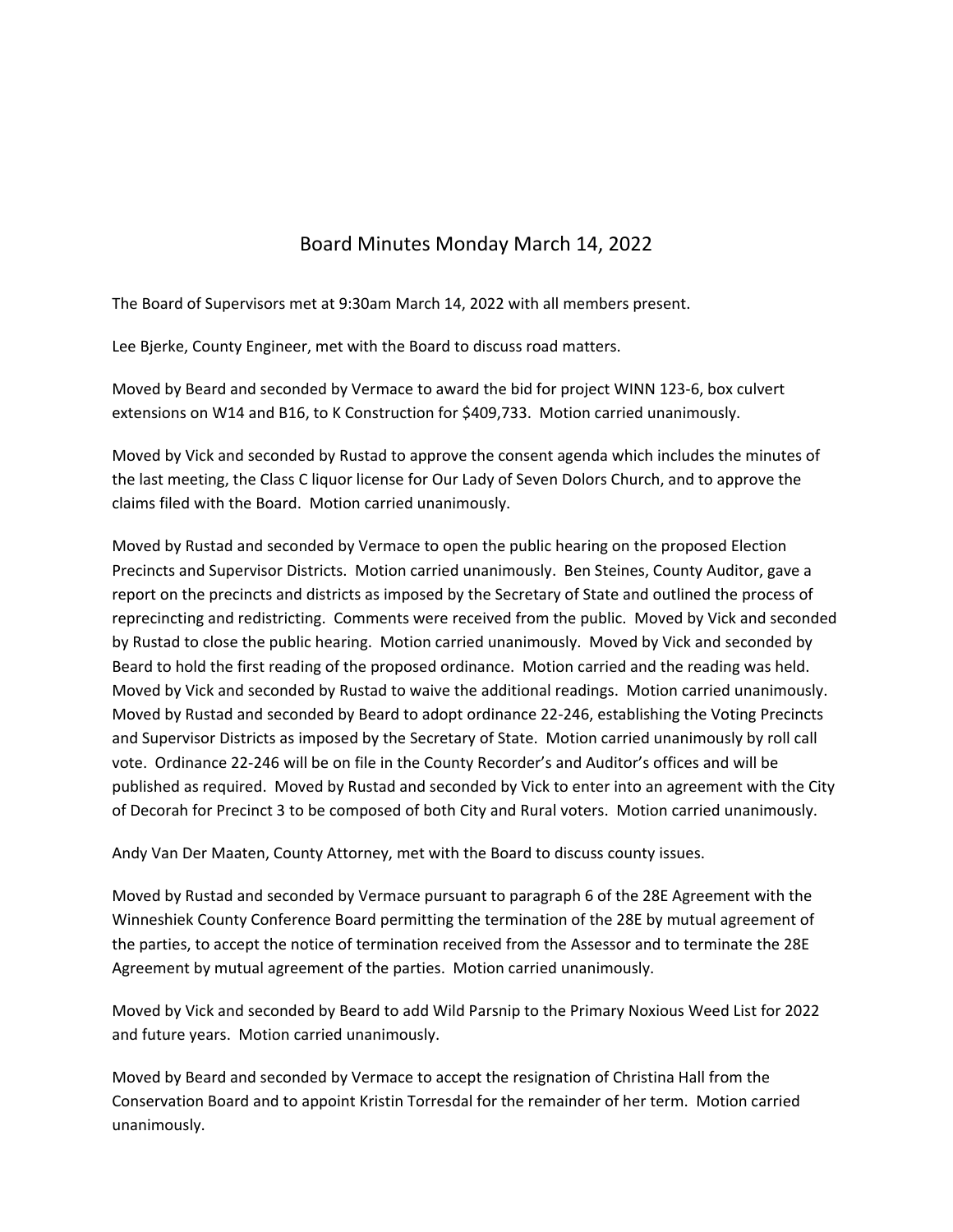# Board Minutes Monday March 14, 2022

The Board of Supervisors met at 9:30am March 14, 2022 with all members present.

Lee Bjerke, County Engineer, met with the Board to discuss road matters.

Moved by Beard and seconded by Vermace to award the bid for project WINN 123-6, box culvert extensions on W14 and B16, to K Construction for $409,733. Motion carried unanimously.

Moved by Vick and seconded by Rustad to approve the consent agenda which includes the minutes of the last meeting, the Class C liquor license for Our Lady of Seven Dolors Church, and to approve the claims filed with the Board. Motion carried unanimously.

Moved by Rustad and seconded by Vermace to open the public hearing on the proposed Election Precincts and Supervisor Districts. Motion carried unanimously. Ben Steines, County Auditor, gave a report on the precincts and districts as imposed by the Secretary of State and outlined the process of reprecincting and redistricting. Comments were received from the public. Moved by Vick and seconded by Rustad to close the public hearing. Motion carried unanimously. Moved by Vick and seconded by Beard to hold the first reading of the proposed ordinance. Motion carried and the reading was held. Moved by Vick and seconded by Rustad to waive the additional readings. Motion carried unanimously. Moved by Rustad and seconded by Beard to adopt ordinance 22-246, establishing the Voting Precincts and Supervisor Districts as imposed by the Secretary of State. Motion carried unanimously by roll call vote. Ordinance 22-246 will be on file in the County Recorder's and Auditor's offices and will be published as required. Moved by Rustad and seconded by Vick to enter into an agreement with the City of Decorah for Precinct 3 to be composed of both City and Rural voters. Motion carried unanimously.

Andy Van Der Maaten, County Attorney, met with the Board to discuss county issues.

Moved by Rustad and seconded by Vermace pursuant to paragraph 6 of the 28E Agreement with the Winneshiek County Conference Board permitting the termination of the 28E by mutual agreement of the parties, to accept the notice of termination received from the Assessor and to terminate the 28E Agreement by mutual agreement of the parties. Motion carried unanimously.

Moved by Vick and seconded by Beard to add Wild Parsnip to the Primary Noxious Weed List for 2022 and future years. Motion carried unanimously.

Moved by Beard and seconded by Vermace to accept the resignation of Christina Hall from the Conservation Board and to appoint Kristin Torresdal for the remainder of her term. Motion carried unanimously.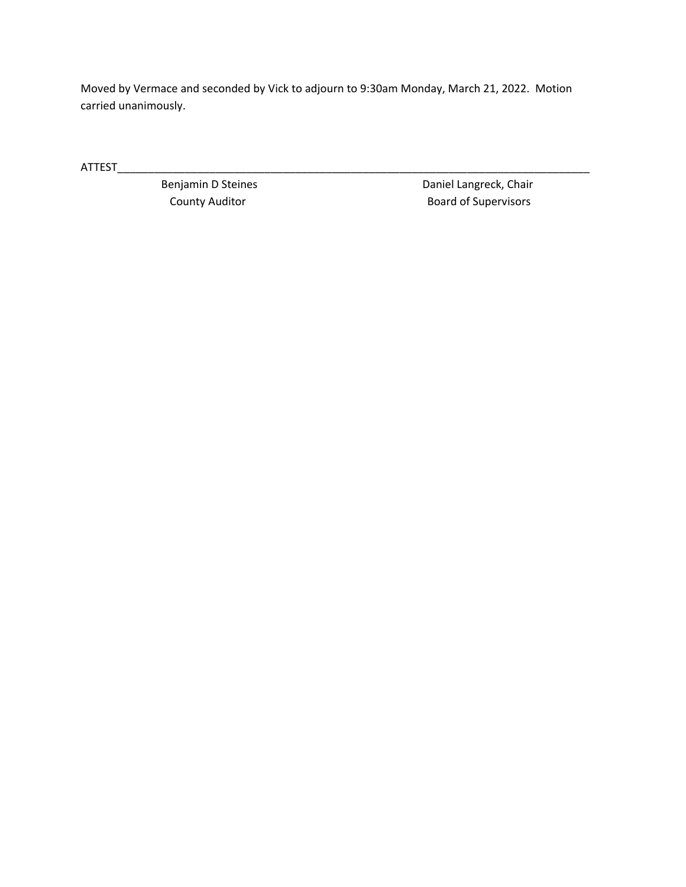Moved by Vermace and seconded by Vick to adjourn to 9:30am Monday, March 21, 2022. Motion carried unanimously.

ATTEST___________________________________________________________________________

| | |
|---|---|
| Benjamin D Steines | Daniel Langreck, Chair |
| County Auditor | Board of Supervisors |